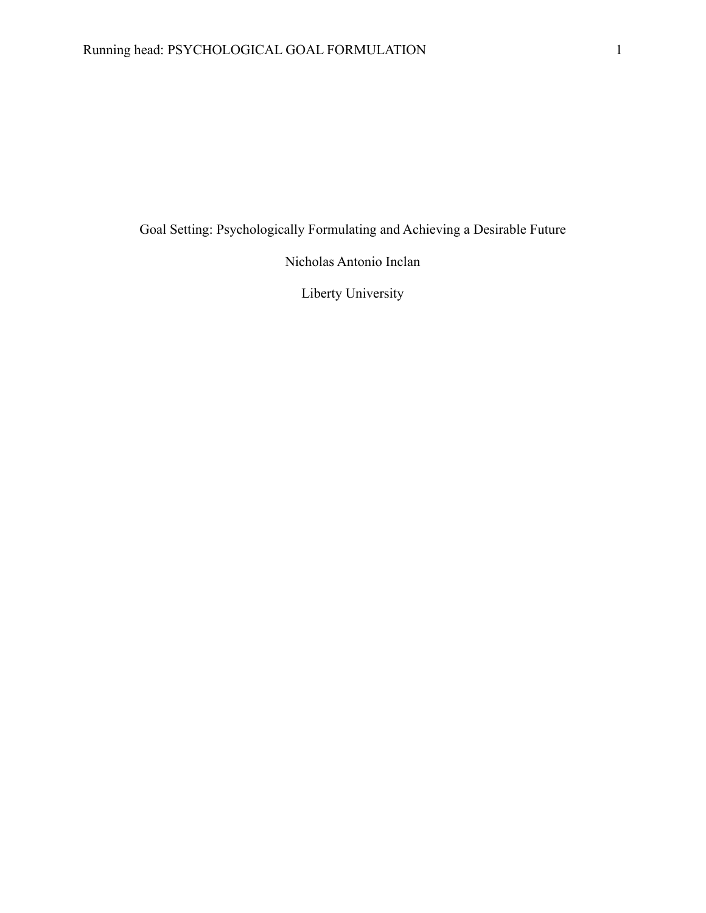# Goal Setting: Psychologically Formulating and Achieving a Desirable Future

Nicholas Antonio Inclan

Liberty University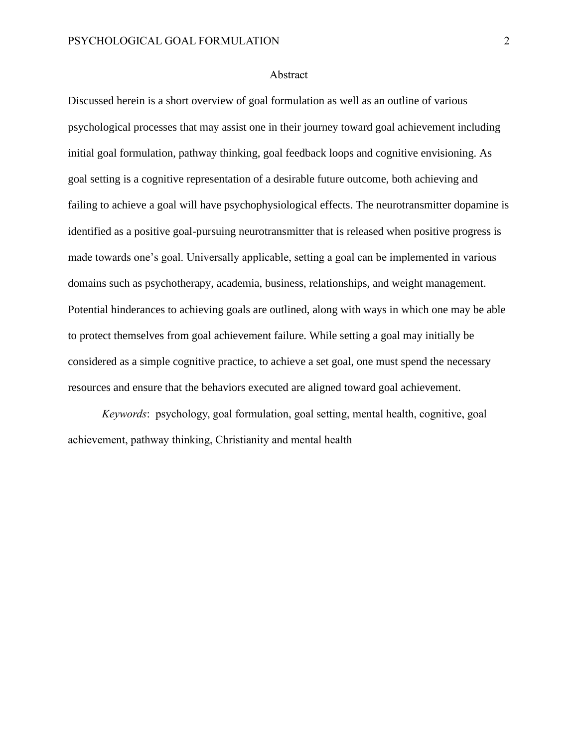# Abstract

Discussed herein is a short overview of goal formulation as well as an outline of various psychological processes that may assist one in their journey toward goal achievement including initial goal formulation, pathway thinking, goal feedback loops and cognitive envisioning. As goal setting is a cognitive representation of a desirable future outcome, both achieving and failing to achieve a goal will have psychophysiological effects. The neurotransmitter dopamine is identified as a positive goal-pursuing neurotransmitter that is released when positive progress is made towards one's goal. Universally applicable, setting a goal can be implemented in various domains such as psychotherapy, academia, business, relationships, and weight management. Potential hinderances to achieving goals are outlined, along with ways in which one may be able to protect themselves from goal achievement failure. While setting a goal may initially be considered as a simple cognitive practice, to achieve a set goal, one must spend the necessary resources and ensure that the behaviors executed are aligned toward goal achievement.

*Keywords*: psychology, goal formulation, goal setting, mental health, cognitive, goal achievement, pathway thinking, Christianity and mental health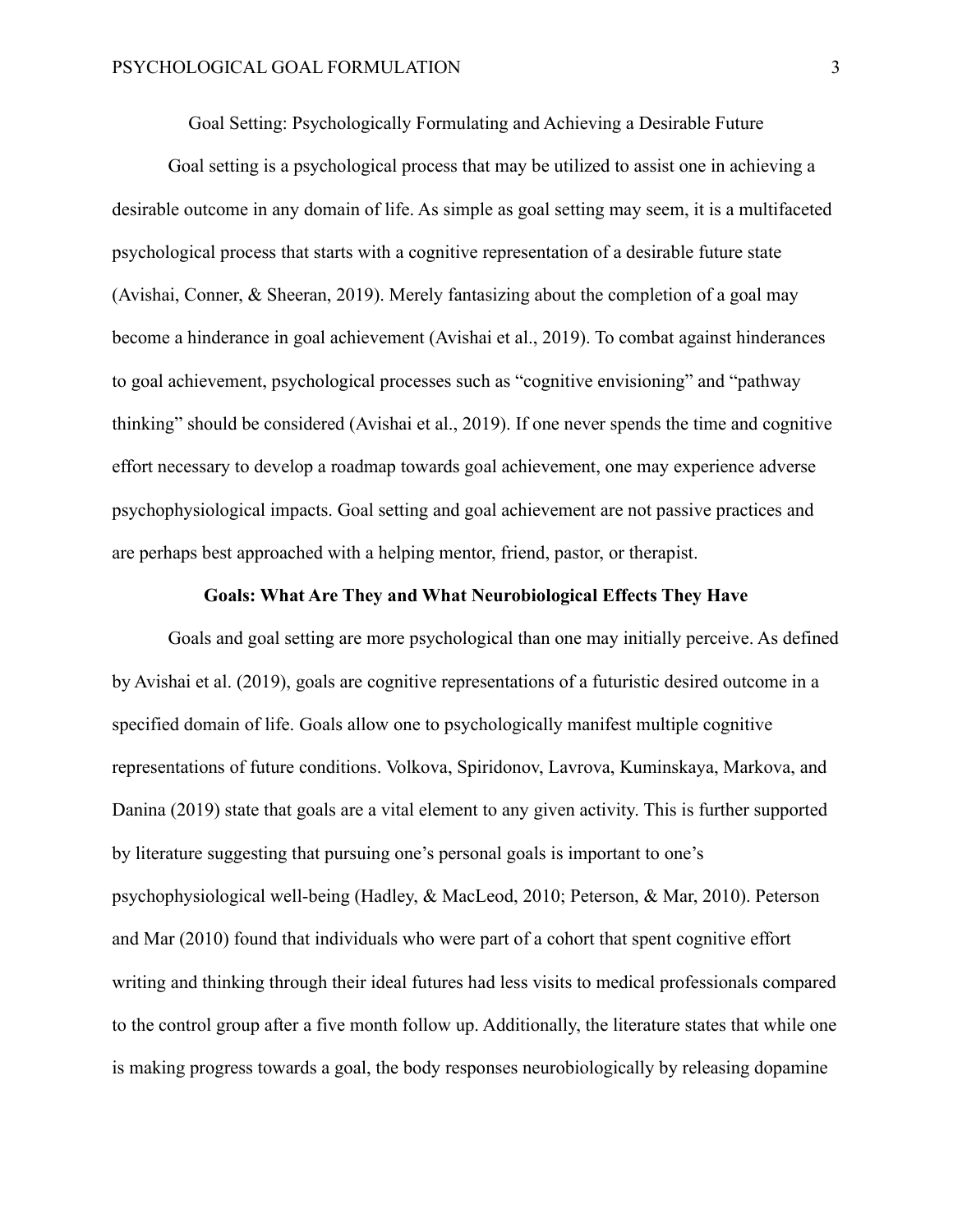# Goal Setting: Psychologically Formulating and Achieving a Desirable Future

Goal setting is a psychological process that may be utilized to assist one in achieving a desirable outcome in any domain of life. As simple as goal setting may seem, it is a multifaceted psychological process that starts with a cognitive representation of a desirable future state (Avishai, Conner, & Sheeran, 2019). Merely fantasizing about the completion of a goal may become a hinderance in goal achievement (Avishai et al., 2019). To combat against hinderances to goal achievement, psychological processes such as "cognitive envisioning" and "pathway thinking" should be considered (Avishai et al., 2019). If one never spends the time and cognitive effort necessary to develop a roadmap towards goal achievement, one may experience adverse psychophysiological impacts. Goal setting and goal achievement are not passive practices and are perhaps best approached with a helping mentor, friend, pastor, or therapist.

## Goals: What Are They and What Neurobiological Effects They Have

Goals and goal setting are more psychological than one may initially perceive. As defined by Avishai et al. (2019), goals are cognitive representations of a futuristic desired outcome in a specified domain of life. Goals allow one to psychologically manifest multiple cognitive representations of future conditions. Volkova, Spiridonov, Lavrova, Kuminskaya, Markova, and Danina (2019) state that goals are a vital element to any given activity. This is further supported by literature suggesting that pursuing one's personal goals is important to one's psychophysiological well-being (Hadley, & MacLeod, 2010; Peterson, & Mar, 2010). Peterson and Mar (2010) found that individuals who were part of a cohort that spent cognitive effort writing and thinking through their ideal futures had less visits to medical professionals compared to the control group after a five month follow up. Additionally, the literature states that while one is making progress towards a goal, the body responses neurobiologically by releasing dopamine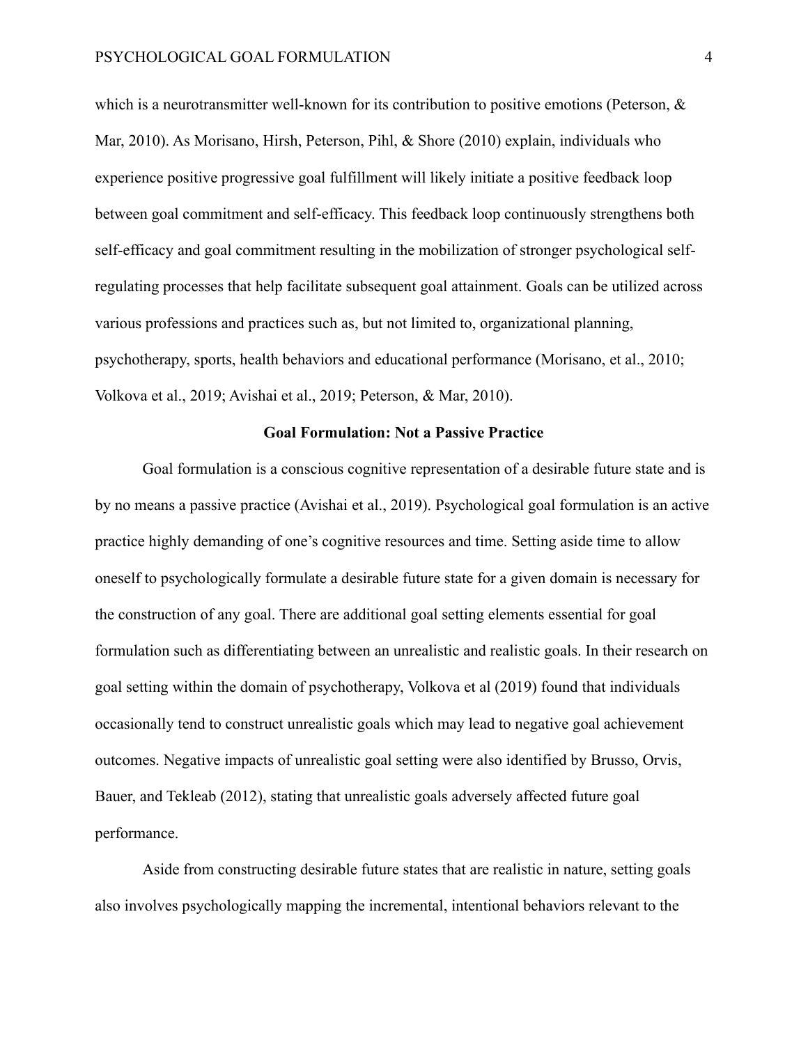which is a neurotransmitter well-known for its contribution to positive emotions (Peterson, & Mar, 2010). As Morisano, Hirsh, Peterson, Pihl, & Shore (2010) explain, individuals who experience positive progressive goal fulfillment will likely initiate a positive feedback loop between goal commitment and self-efficacy. This feedback loop continuously strengthens both self-efficacy and goal commitment resulting in the mobilization of stronger psychological self-regulating processes that help facilitate subsequent goal attainment. Goals can be utilized across various professions and practices such as, but not limited to, organizational planning, psychotherapy, sports, health behaviors and educational performance (Morisano, et al., 2010; Volkova et al., 2019; Avishai et al., 2019; Peterson, & Mar, 2010).

## Goal Formulation: Not a Passive Practice

Goal formulation is a conscious cognitive representation of a desirable future state and is by no means a passive practice (Avishai et al., 2019). Psychological goal formulation is an active practice highly demanding of one's cognitive resources and time. Setting aside time to allow oneself to psychologically formulate a desirable future state for a given domain is necessary for the construction of any goal. There are additional goal setting elements essential for goal formulation such as differentiating between an unrealistic and realistic goals. In their research on goal setting within the domain of psychotherapy, Volkova et al (2019) found that individuals occasionally tend to construct unrealistic goals which may lead to negative goal achievement outcomes. Negative impacts of unrealistic goal setting were also identified by Brusso, Orvis, Bauer, and Tekleab (2012), stating that unrealistic goals adversely affected future goal performance.

Aside from constructing desirable future states that are realistic in nature, setting goals also involves psychologically mapping the incremental, intentional behaviors relevant to the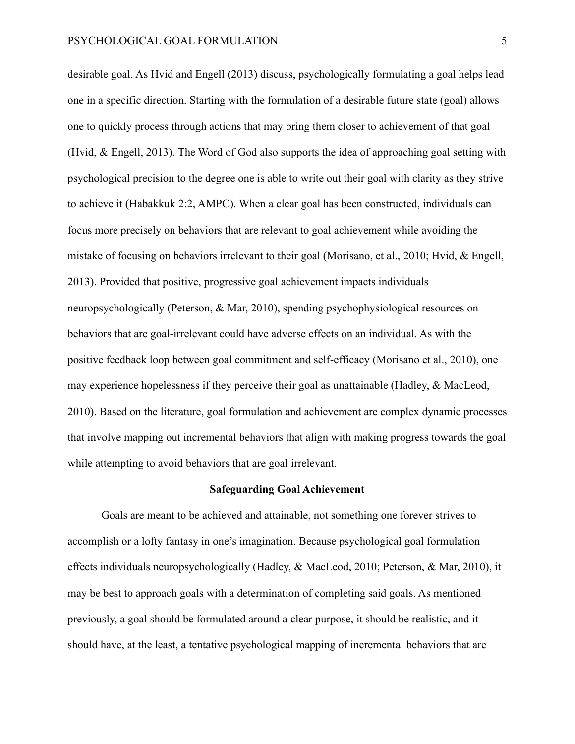desirable goal. As Hvid and Engell (2013) discuss, psychologically formulating a goal helps lead one in a specific direction. Starting with the formulation of a desirable future state (goal) allows one to quickly process through actions that may bring them closer to achievement of that goal (Hvid, & Engell, 2013). The Word of God also supports the idea of approaching goal setting with psychological precision to the degree one is able to write out their goal with clarity as they strive to achieve it (Habakkuk 2:2, AMPC). When a clear goal has been constructed, individuals can focus more precisely on behaviors that are relevant to goal achievement while avoiding the mistake of focusing on behaviors irrelevant to their goal (Morisano, et al., 2010; Hvid, & Engell, 2013). Provided that positive, progressive goal achievement impacts individuals neuropsychologically (Peterson, & Mar, 2010), spending psychophysiological resources on behaviors that are goal-irrelevant could have adverse effects on an individual. As with the positive feedback loop between goal commitment and self-efficacy (Morisano et al., 2010), one may experience hopelessness if they perceive their goal as unattainable (Hadley, & MacLeod, 2010). Based on the literature, goal formulation and achievement are complex dynamic processes that involve mapping out incremental behaviors that align with making progress towards the goal while attempting to avoid behaviors that are goal irrelevant.

## Safeguarding Goal Achievement

Goals are meant to be achieved and attainable, not something one forever strives to accomplish or a lofty fantasy in one's imagination. Because psychological goal formulation effects individuals neuropsychologically (Hadley, & MacLeod, 2010; Peterson, & Mar, 2010), it may be best to approach goals with a determination of completing said goals. As mentioned previously, a goal should be formulated around a clear purpose, it should be realistic, and it should have, at the least, a tentative psychological mapping of incremental behaviors that are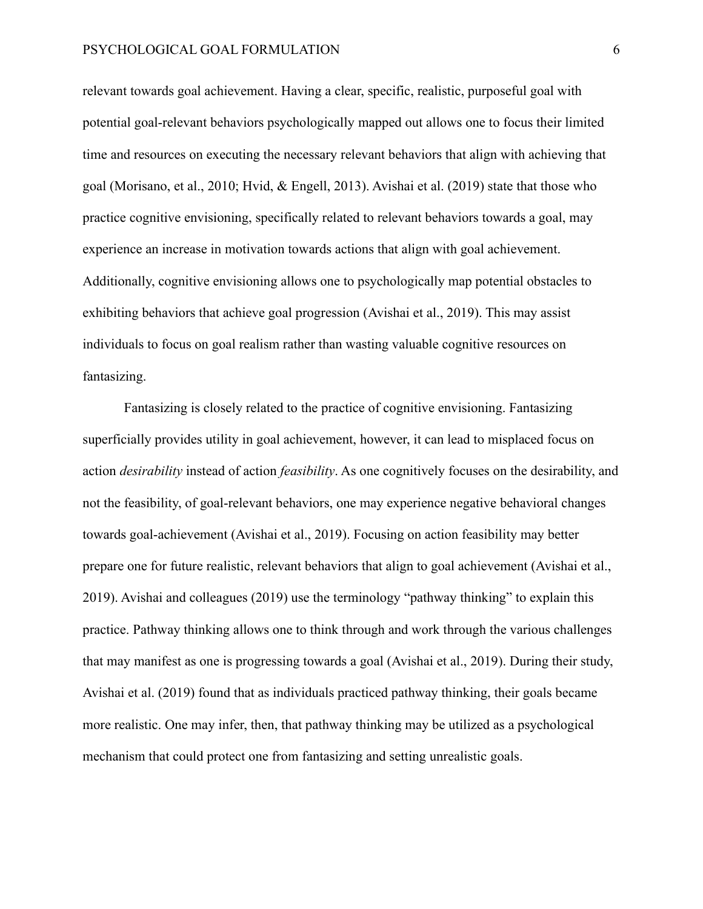relevant towards goal achievement. Having a clear, specific, realistic, purposeful goal with potential goal-relevant behaviors psychologically mapped out allows one to focus their limited time and resources on executing the necessary relevant behaviors that align with achieving that goal (Morisano, et al., 2010; Hvid, & Engell, 2013). Avishai et al. (2019) state that those who practice cognitive envisioning, specifically related to relevant behaviors towards a goal, may experience an increase in motivation towards actions that align with goal achievement. Additionally, cognitive envisioning allows one to psychologically map potential obstacles to exhibiting behaviors that achieve goal progression (Avishai et al., 2019). This may assist individuals to focus on goal realism rather than wasting valuable cognitive resources on fantasizing.

Fantasizing is closely related to the practice of cognitive envisioning. Fantasizing superficially provides utility in goal achievement, however, it can lead to misplaced focus on action *desirability* instead of action *feasibility*. As one cognitively focuses on the desirability, and not the feasibility, of goal-relevant behaviors, one may experience negative behavioral changes towards goal-achievement (Avishai et al., 2019). Focusing on action feasibility may better prepare one for future realistic, relevant behaviors that align to goal achievement (Avishai et al., 2019). Avishai and colleagues (2019) use the terminology "pathway thinking" to explain this practice. Pathway thinking allows one to think through and work through the various challenges that may manifest as one is progressing towards a goal (Avishai et al., 2019). During their study, Avishai et al. (2019) found that as individuals practiced pathway thinking, their goals became more realistic. One may infer, then, that pathway thinking may be utilized as a psychological mechanism that could protect one from fantasizing and setting unrealistic goals.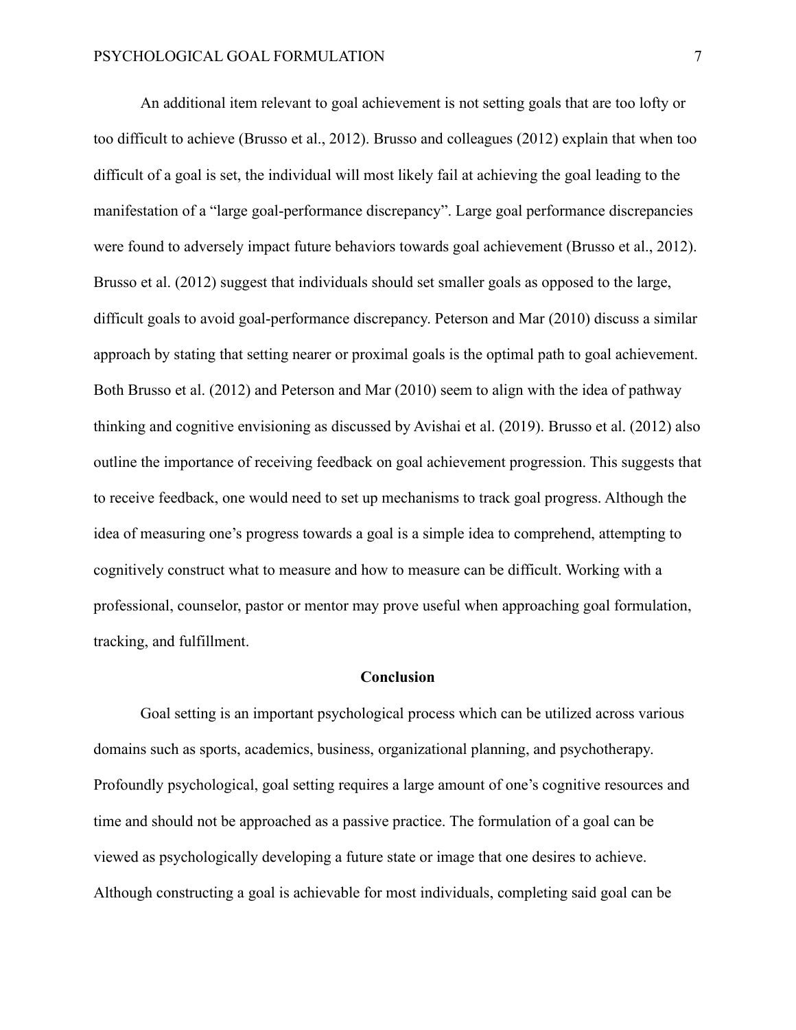An additional item relevant to goal achievement is not setting goals that are too lofty or too difficult to achieve (Brusso et al., 2012). Brusso and colleagues (2012) explain that when too difficult of a goal is set, the individual will most likely fail at achieving the goal leading to the manifestation of a "large goal-performance discrepancy". Large goal performance discrepancies were found to adversely impact future behaviors towards goal achievement (Brusso et al., 2012). Brusso et al. (2012) suggest that individuals should set smaller goals as opposed to the large, difficult goals to avoid goal-performance discrepancy. Peterson and Mar (2010) discuss a similar approach by stating that setting nearer or proximal goals is the optimal path to goal achievement. Both Brusso et al. (2012) and Peterson and Mar (2010) seem to align with the idea of pathway thinking and cognitive envisioning as discussed by Avishai et al. (2019). Brusso et al. (2012) also outline the importance of receiving feedback on goal achievement progression. This suggests that to receive feedback, one would need to set up mechanisms to track goal progress. Although the idea of measuring one's progress towards a goal is a simple idea to comprehend, attempting to cognitively construct what to measure and how to measure can be difficult. Working with a professional, counselor, pastor or mentor may prove useful when approaching goal formulation, tracking, and fulfillment.

## Conclusion

Goal setting is an important psychological process which can be utilized across various domains such as sports, academics, business, organizational planning, and psychotherapy. Profoundly psychological, goal setting requires a large amount of one's cognitive resources and time and should not be approached as a passive practice. The formulation of a goal can be viewed as psychologically developing a future state or image that one desires to achieve. Although constructing a goal is achievable for most individuals, completing said goal can be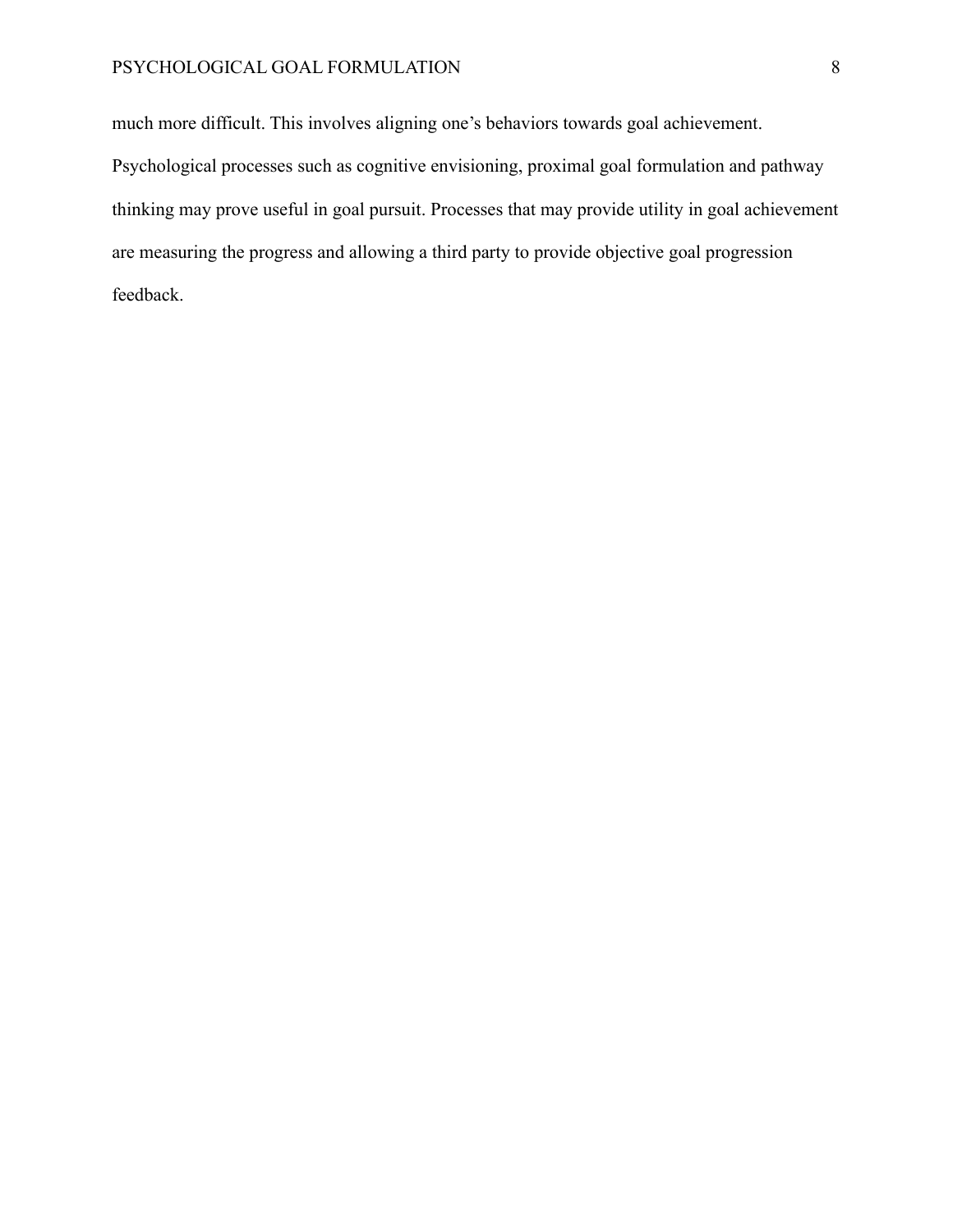much more difficult. This involves aligning one’s behaviors towards goal achievement. Psychological processes such as cognitive envisioning, proximal goal formulation and pathway thinking may prove useful in goal pursuit. Processes that may provide utility in goal achievement are measuring the progress and allowing a third party to provide objective goal progression feedback.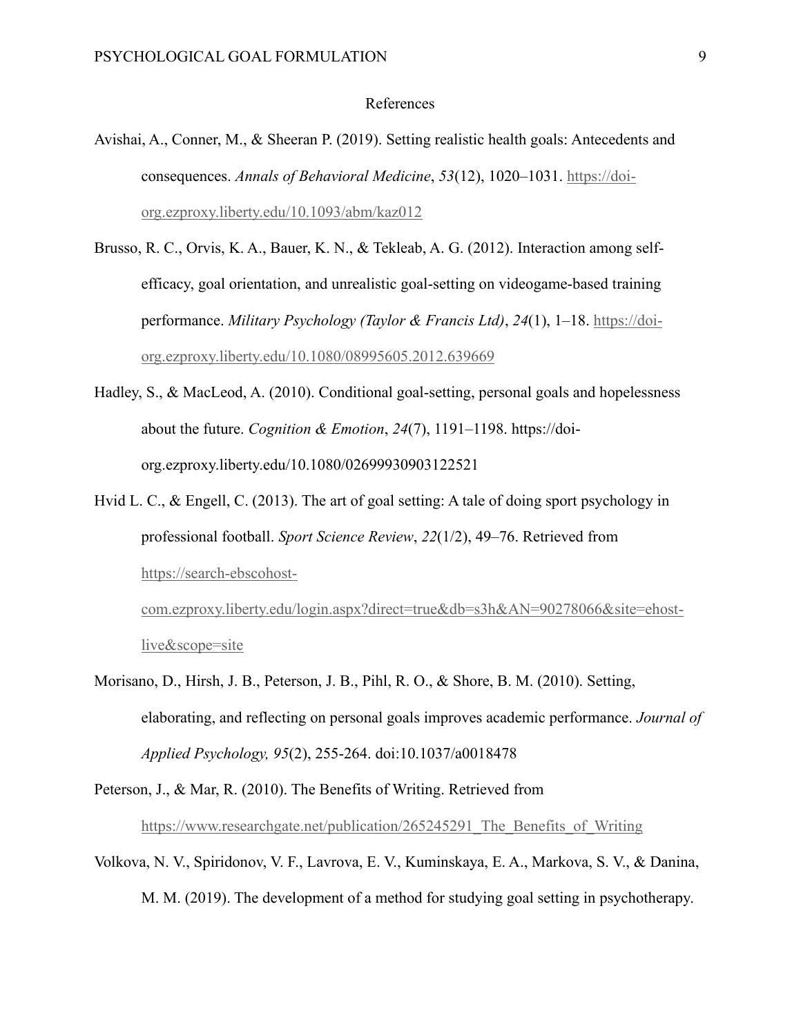References

Avishai, A., Conner, M., & Sheeran P. (2019). Setting realistic health goals: Antecedents and consequences. *Annals of Behavioral Medicine*, *53*(12), 1020–1031. https://doi-org.ezproxy.liberty.edu/10.1093/abm/kaz012

Brusso, R. C., Orvis, K. A., Bauer, K. N., & Tekleab, A. G. (2012). Interaction among self-efficacy, goal orientation, and unrealistic goal-setting on videogame-based training performance. *Military Psychology (Taylor & Francis Ltd)*, *24*(1), 1–18. https://doi-org.ezproxy.liberty.edu/10.1080/08995605.2012.639669

Hadley, S., & MacLeod, A. (2010). Conditional goal-setting, personal goals and hopelessness about the future. *Cognition & Emotion*, *24*(7), 1191–1198. https://doi-org.ezproxy.liberty.edu/10.1080/02699930903122521

Hvid L. C., & Engell, C. (2013). The art of goal setting: A tale of doing sport psychology in professional football. *Sport Science Review*, *22*(1/2), 49–76. Retrieved from https://search-ebscohost-com.ezproxy.liberty.edu/login.aspx?direct=true&db=s3h&AN=90278066&site=ehost-live&scope=site

Morisano, D., Hirsh, J. B., Peterson, J. B., Pihl, R. O., & Shore, B. M. (2010). Setting, elaborating, and reflecting on personal goals improves academic performance. *Journal of Applied Psychology, 95*(2), 255-264. doi:10.1037/a0018478

Peterson, J., & Mar, R. (2010). The Benefits of Writing. Retrieved from https://www.researchgate.net/publication/265245291_The_Benefits_of_Writing

Volkova, N. V., Spiridonov, V. F., Lavrova, E. V., Kuminskaya, E. A., Markova, S. V., & Danina, M. M. (2019). The development of a method for studying goal setting in psychotherapy.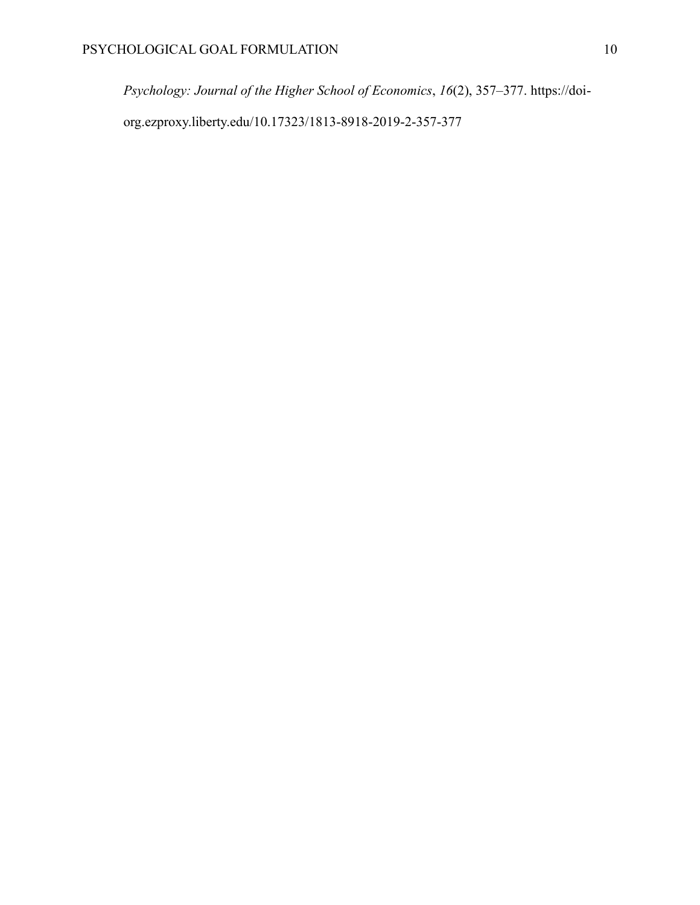*Psychology: Journal of the Higher School of Economics*, *16*(2), 357–377. https://doi-org.ezproxy.liberty.edu/10.17323/1813-8918-2019-2-357-377